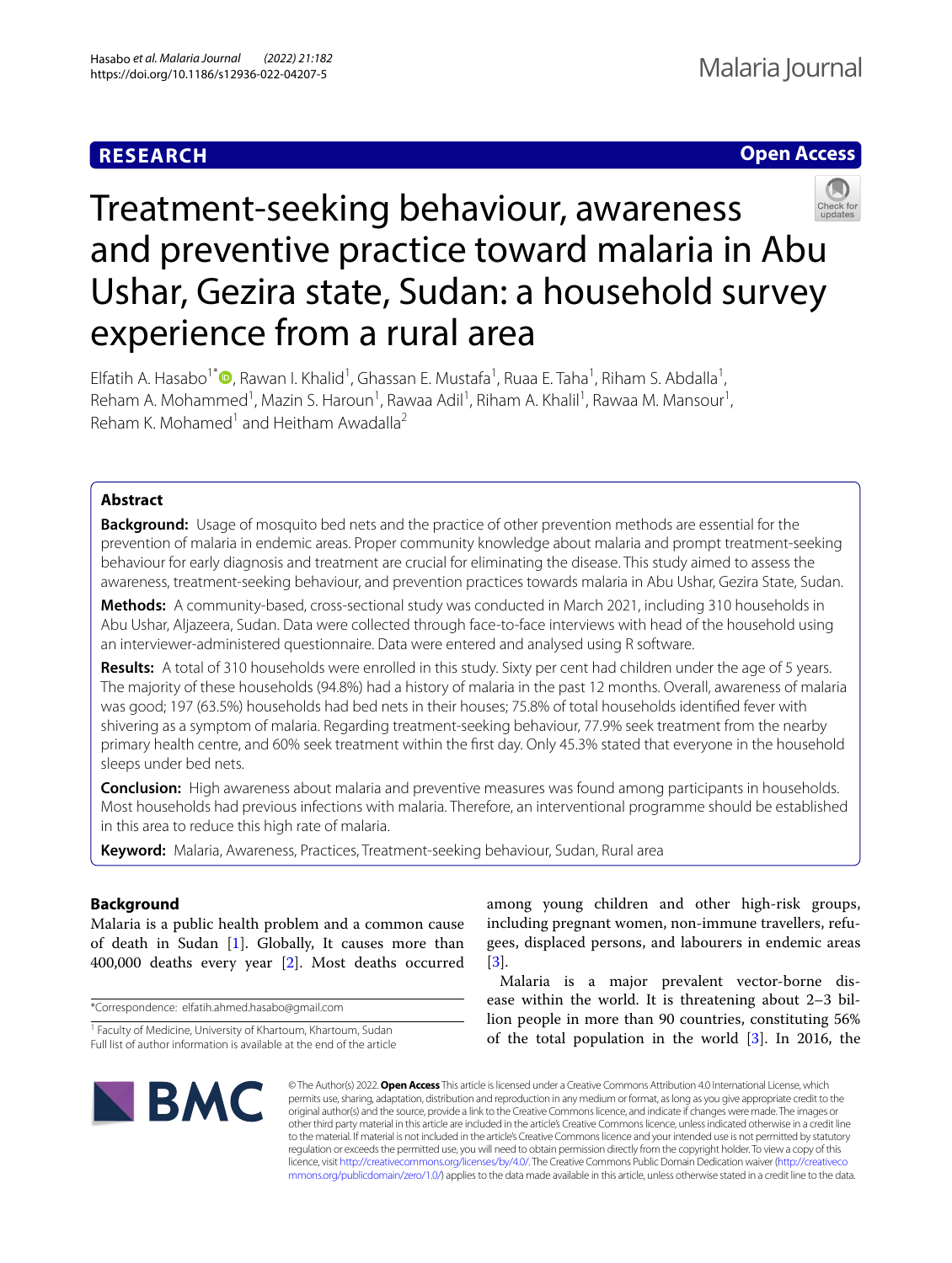**RESEARCH** **Open Access**

# Treatment-seeking behaviour, awareness and preventive practice toward malaria in Abu Ushar, Gezira state, Sudan: a household survey experience from a rural area

Elfatih A. Hasabo[1*], Rawan I. Khalid[1], Ghassan E. Mustafa[1], Ruaa E. Taha[1], Riham S. Abdalla[1], Reham A. Mohammed[1], Mazin S. Haroun[1], Rawaa Adil[1], Riham A. Khalil[1], Rawaa M. Mansour[1], Reham K. Mohamed[1] and Heitham Awadalla[2]

## Abstract

**Background:** Usage of mosquito bed nets and the practice of other prevention methods are essential for the prevention of malaria in endemic areas. Proper community knowledge about malaria and prompt treatment-seeking behaviour for early diagnosis and treatment are crucial for eliminating the disease. This study aimed to assess the awareness, treatment-seeking behaviour, and prevention practices towards malaria in Abu Ushar, Gezira State, Sudan.

**Methods:** A community-based, cross-sectional study was conducted in March 2021, including 310 households in Abu Ushar, Aljazeera, Sudan. Data were collected through face-to-face interviews with head of the household using an interviewer-administered questionnaire. Data were entered and analysed using R software.

**Results:** A total of 310 households were enrolled in this study. Sixty per cent had children under the age of 5 years. The majority of these households (94.8%) had a history of malaria in the past 12 months. Overall, awareness of malaria was good; 197 (63.5%) households had bed nets in their houses; 75.8% of total households identified fever with shivering as a symptom of malaria. Regarding treatment-seeking behaviour, 77.9% seek treatment from the nearby primary health centre, and 60% seek treatment within the first day. Only 45.3% stated that everyone in the household sleeps under bed nets.

**Conclusion:** High awareness about malaria and preventive measures was found among participants in households. Most households had previous infections with malaria. Therefore, an interventional programme should be established in this area to reduce this high rate of malaria.

**Keyword:** Malaria, Awareness, Practices, Treatment-seeking behaviour, Sudan, Rural area

## Background

Malaria is a public health problem and a common cause of death in Sudan [1]. Globally, It causes more than 400,000 deaths every year [2]. Most deaths occurred among young children and other high-risk groups, including pregnant women, non-immune travellers, refugees, displaced persons, and labourers in endemic areas [3].

Malaria is a major prevalent vector-borne disease within the world. It is threatening about 2–3 billion people in more than 90 countries, constituting 56% of the total population in the world [3]. In 2016, the

*Correspondence: elfatih.ahmed.hasabo@gmail.com

[1] Faculty of Medicine, University of Khartoum, Khartoum, Sudan

Full list of author information is available at the end of the article

© The Author(s) 2022. **Open Access** This article is licensed under a Creative Commons Attribution 4.0 International License, which permits use, sharing, adaptation, distribution and reproduction in any medium or format, as long as you give appropriate credit to the original author(s) and the source, provide a link to the Creative Commons licence, and indicate if changes were made. The images or other third party material in this article are included in the article's Creative Commons licence, unless indicated otherwise in a credit line to the material. If material is not included in the article's Creative Commons licence and your intended use is not permitted by statutory regulation or exceeds the permitted use, you will need to obtain permission directly from the copyright holder. To view a copy of this licence, visit http://creativecommons.org/licenses/by/4.0/. The Creative Commons Public Domain Dedication waiver (http://creativecommons.org/publicdomain/zero/1.0/) applies to the data made available in this article, unless otherwise stated in a credit line to the data.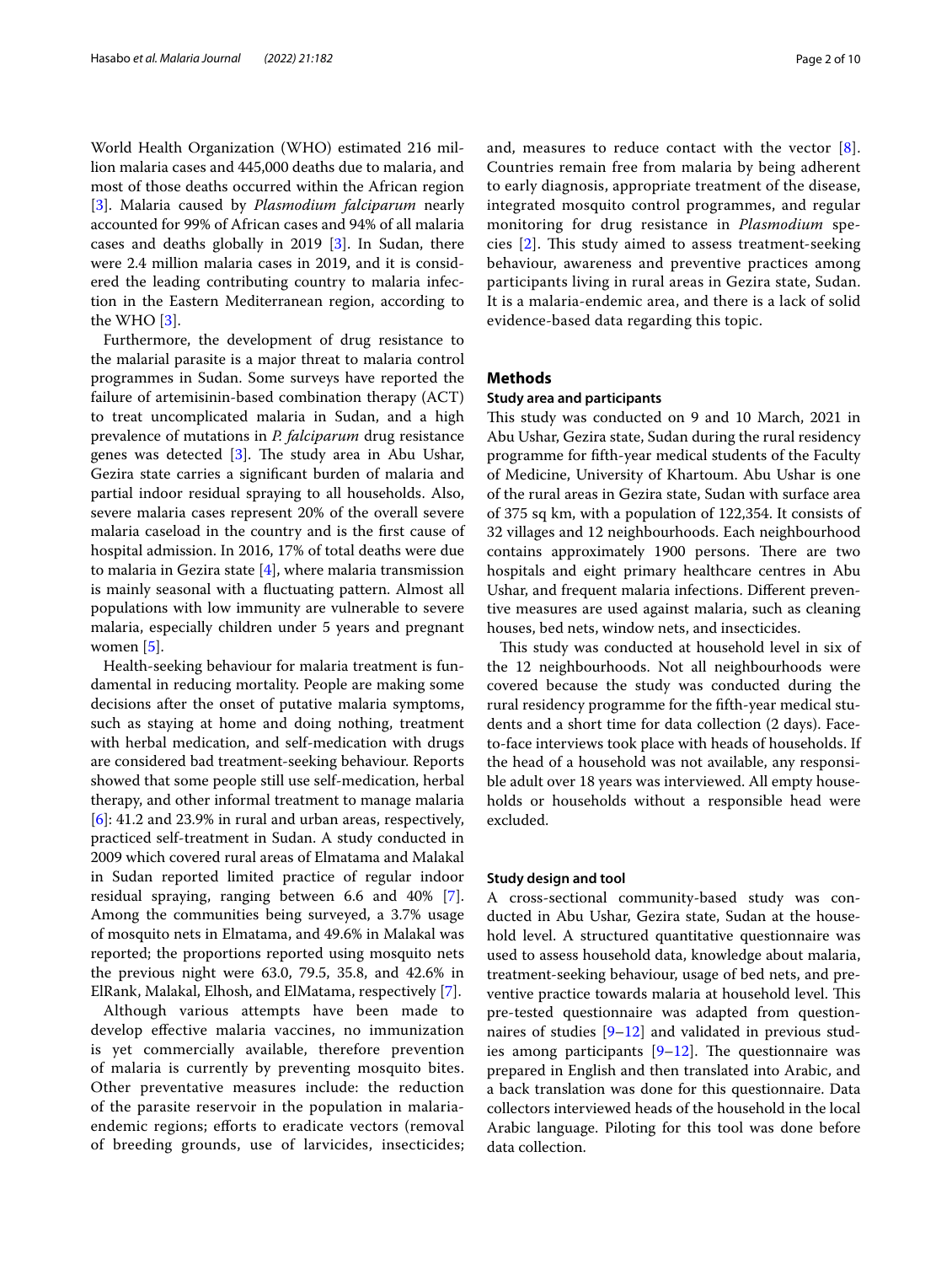World Health Organization (WHO) estimated 216 million malaria cases and 445,000 deaths due to malaria, and most of those deaths occurred within the African region [3]. Malaria caused by *Plasmodium falciparum* nearly accounted for 99% of African cases and 94% of all malaria cases and deaths globally in 2019 [3]. In Sudan, there were 2.4 million malaria cases in 2019, and it is considered the leading contributing country to malaria infection in the Eastern Mediterranean region, according to the WHO [3].

Furthermore, the development of drug resistance to the malarial parasite is a major threat to malaria control programmes in Sudan. Some surveys have reported the failure of artemisinin-based combination therapy (ACT) to treat uncomplicated malaria in Sudan, and a high prevalence of mutations in *P. falciparum* drug resistance genes was detected [3]. The study area in Abu Ushar, Gezira state carries a significant burden of malaria and partial indoor residual spraying to all households. Also, severe malaria cases represent 20% of the overall severe malaria caseload in the country and is the first cause of hospital admission. In 2016, 17% of total deaths were due to malaria in Gezira state [4], where malaria transmission is mainly seasonal with a fluctuating pattern. Almost all populations with low immunity are vulnerable to severe malaria, especially children under 5 years and pregnant women [5].

Health-seeking behaviour for malaria treatment is fundamental in reducing mortality. People are making some decisions after the onset of putative malaria symptoms, such as staying at home and doing nothing, treatment with herbal medication, and self-medication with drugs are considered bad treatment-seeking behaviour. Reports showed that some people still use self-medication, herbal therapy, and other informal treatment to manage malaria [6]: 41.2 and 23.9% in rural and urban areas, respectively, practiced self-treatment in Sudan. A study conducted in 2009 which covered rural areas of Elmatama and Malakal in Sudan reported limited practice of regular indoor residual spraying, ranging between 6.6 and 40% [7]. Among the communities being surveyed, a 3.7% usage of mosquito nets in Elmatama, and 49.6% in Malakal was reported; the proportions reported using mosquito nets the previous night were 63.0, 79.5, 35.8, and 42.6% in ElRank, Malakal, Elhosh, and ElMatama, respectively [7].

Although various attempts have been made to develop effective malaria vaccines, no immunization is yet commercially available, therefore prevention of malaria is currently by preventing mosquito bites. Other preventative measures include: the reduction of the parasite reservoir in the population in malaria-endemic regions; efforts to eradicate vectors (removal of breeding grounds, use of larvicides, insecticides; and, measures to reduce contact with the vector [8]. Countries remain free from malaria by being adherent to early diagnosis, appropriate treatment of the disease, integrated mosquito control programmes, and regular monitoring for drug resistance in *Plasmodium* species [2]. This study aimed to assess treatment-seeking behaviour, awareness and preventive practices among participants living in rural areas in Gezira state, Sudan. It is a malaria-endemic area, and there is a lack of solid evidence-based data regarding this topic.

## Methods

### Study area and participants

This study was conducted on 9 and 10 March, 2021 in Abu Ushar, Gezira state, Sudan during the rural residency programme for fifth-year medical students of the Faculty of Medicine, University of Khartoum. Abu Ushar is one of the rural areas in Gezira state, Sudan with surface area of 375 sq km, with a population of 122,354. It consists of 32 villages and 12 neighbourhoods. Each neighbourhood contains approximately 1900 persons. There are two hospitals and eight primary healthcare centres in Abu Ushar, and frequent malaria infections. Different preventive measures are used against malaria, such as cleaning houses, bed nets, window nets, and insecticides.

This study was conducted at household level in six of the 12 neighbourhoods. Not all neighbourhoods were covered because the study was conducted during the rural residency programme for the fifth-year medical students and a short time for data collection (2 days). Face-to-face interviews took place with heads of households. If the head of a household was not available, any responsible adult over 18 years was interviewed. All empty households or households without a responsible head were excluded.

### Study design and tool

A cross-sectional community-based study was conducted in Abu Ushar, Gezira state, Sudan at the household level. A structured quantitative questionnaire was used to assess household data, knowledge about malaria, treatment-seeking behaviour, usage of bed nets, and preventive practice towards malaria at household level. This pre-tested questionnaire was adapted from questionnaires of studies [9–12] and validated in previous studies among participants [9–12]. The questionnaire was prepared in English and then translated into Arabic, and a back translation was done for this questionnaire. Data collectors interviewed heads of the household in the local Arabic language. Piloting for this tool was done before data collection.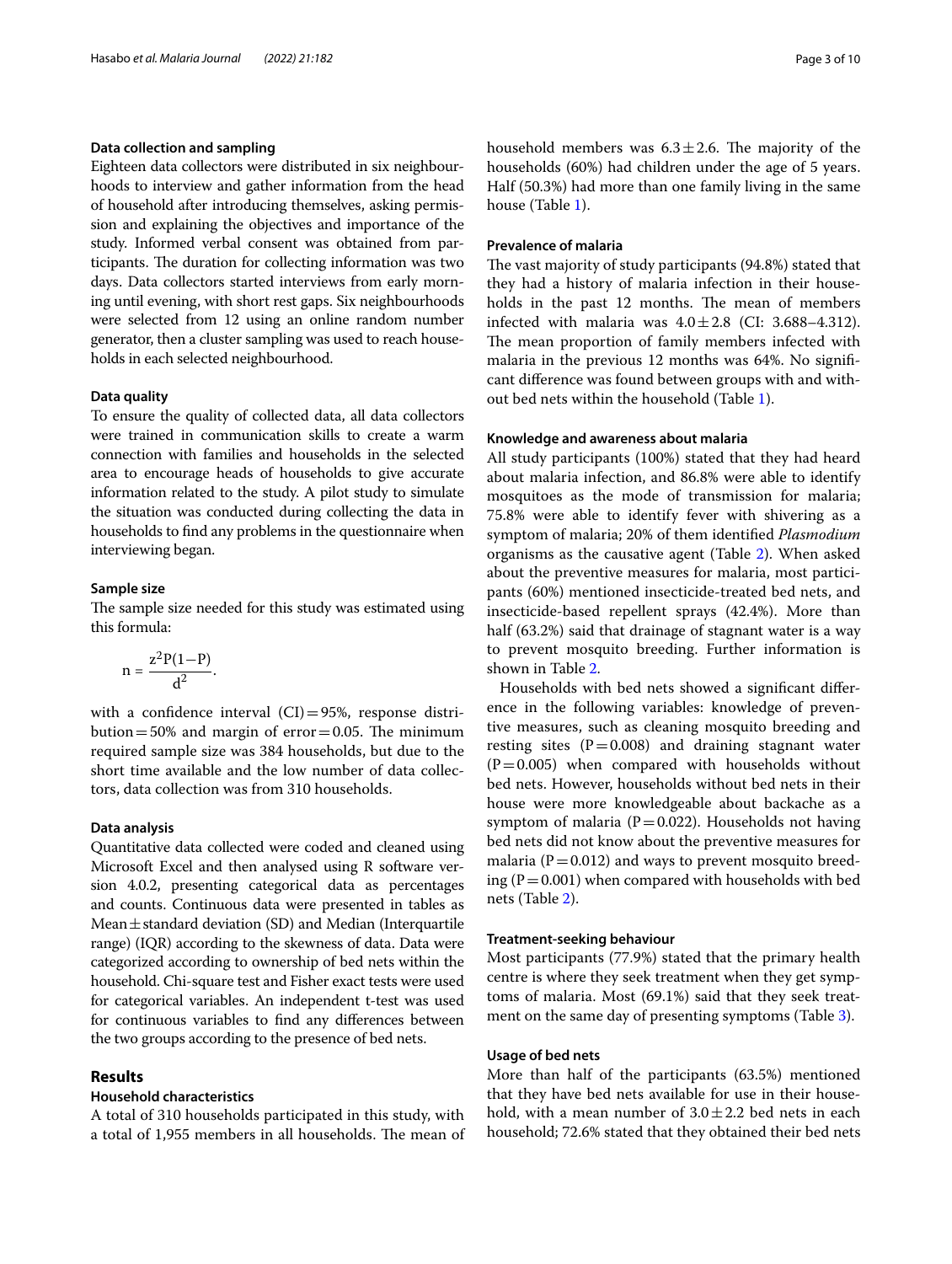### Data collection and sampling

Eighteen data collectors were distributed in six neighbourhoods to interview and gather information from the head of household after introducing themselves, asking permission and explaining the objectives and importance of the study. Informed verbal consent was obtained from participants. The duration for collecting information was two days. Data collectors started interviews from early morning until evening, with short rest gaps. Six neighbourhoods were selected from 12 using an online random number generator, then a cluster sampling was used to reach households in each selected neighbourhood.

### Data quality

To ensure the quality of collected data, all data collectors were trained in communication skills to create a warm connection with families and households in the selected area to encourage heads of households to give accurate information related to the study. A pilot study to simulate the situation was conducted during collecting the data in households to find any problems in the questionnaire when interviewing began.

### Sample size

The sample size needed for this study was estimated using this formula:

$$n = \frac{z^2 P(1-P)}{d^2}.$$

with a confidence interval (CI) = 95%, response distribution = 50% and margin of error = 0.05. The minimum required sample size was 384 households, but due to the short time available and the low number of data collectors, data collection was from 310 households.

### Data analysis

Quantitative data collected were coded and cleaned using Microsoft Excel and then analysed using R software version 4.0.2, presenting categorical data as percentages and counts. Continuous data were presented in tables as Mean ± standard deviation (SD) and Median (Interquartile range) (IQR) according to the skewness of data. Data were categorized according to ownership of bed nets within the household. Chi-square test and Fisher exact tests were used for categorical variables. An independent t-test was used for continuous variables to find any differences between the two groups according to the presence of bed nets.

## Results

### Household characteristics

A total of 310 households participated in this study, with a total of 1,955 members in all households. The mean of household members was 6.3 ± 2.6. The majority of the households (60%) had children under the age of 5 years. Half (50.3%) had more than one family living in the same house (Table 1).

### Prevalence of malaria

The vast majority of study participants (94.8%) stated that they had a history of malaria infection in their households in the past 12 months. The mean of members infected with malaria was 4.0 ± 2.8 (CI: 3.688–4.312). The mean proportion of family members infected with malaria in the previous 12 months was 64%. No significant difference was found between groups with and without bed nets within the household (Table 1).

### Knowledge and awareness about malaria

All study participants (100%) stated that they had heard about malaria infection, and 86.8% were able to identify mosquitoes as the mode of transmission for malaria; 75.8% were able to identify fever with shivering as a symptom of malaria; 20% of them identified *Plasmodium* organisms as the causative agent (Table 2). When asked about the preventive measures for malaria, most participants (60%) mentioned insecticide-treated bed nets, and insecticide-based repellent sprays (42.4%). More than half (63.2%) said that drainage of stagnant water is a way to prevent mosquito breeding. Further information is shown in Table 2.

Households with bed nets showed a significant difference in the following variables: knowledge of preventive measures, such as cleaning mosquito breeding and resting sites ($P = 0.008$) and draining stagnant water ($P = 0.005$) when compared with households without bed nets. However, households without bed nets in their house were more knowledgeable about backache as a symptom of malaria ($P = 0.022$). Households not having bed nets did not know about the preventive measures for malaria ($P = 0.012$) and ways to prevent mosquito breeding ($P = 0.001$) when compared with households with bed nets (Table 2).

### Treatment-seeking behaviour

Most participants (77.9%) stated that the primary health centre is where they seek treatment when they get symptoms of malaria. Most (69.1%) said that they seek treatment on the same day of presenting symptoms (Table 3).

### Usage of bed nets

More than half of the participants (63.5%) mentioned that they have bed nets available for use in their household, with a mean number of 3.0 ± 2.2 bed nets in each household; 72.6% stated that they obtained their bed nets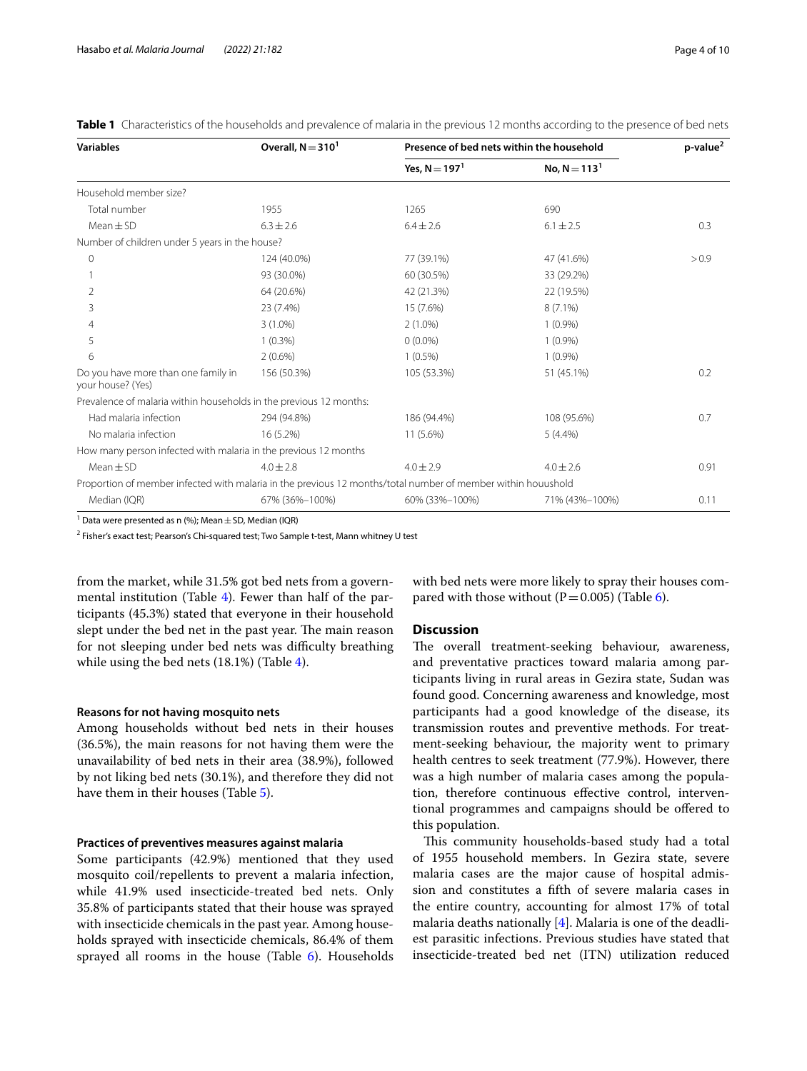**Table 1** Characteristics of the households and prevalence of malaria in the previous 12 months according to the presence of bed nets

| Variables | Overall, N = 310[1] | Presence of bed nets within the household | | p-value[2] |
|---|---|---|---|---|
| | | Yes, N = 197[1] | No, N = 113[1] | |
| Household member size? | | | | |
| Total number | 1955 | 1265 | 690 | |
| Mean ± SD | 6.3 ± 2.6 | 6.4 ± 2.6 | 6.1 ± 2.5 | 0.3 |
| Number of children under 5 years in the house? | | | | |
| 0 | 124 (40.0%) | 77 (39.1%) | 47 (41.6%) | > 0.9 |
| 1 | 93 (30.0%) | 60 (30.5%) | 33 (29.2%) | |
| 2 | 64 (20.6%) | 42 (21.3%) | 22 (19.5%) | |
| 3 | 23 (7.4%) | 15 (7.6%) | 8 (7.1%) | |
| 4 | 3 (1.0%) | 2 (1.0%) | 1 (0.9%) | |
| 5 | 1 (0.3%) | 0 (0.0%) | 1 (0.9%) | |
| 6 | 2 (0.6%) | 1 (0.5%) | 1 (0.9%) | |
| Do you have more than one family in your house? (Yes) | 156 (50.3%) | 105 (53.3%) | 51 (45.1%) | 0.2 |
| Prevalence of malaria within households in the previous 12 months: | | | | |
| Had malaria infection | 294 (94.8%) | 186 (94.4%) | 108 (95.6%) | 0.7 |
| No malaria infection | 16 (5.2%) | 11 (5.6%) | 5 (4.4%) | |
| How many person infected with malaria in the previous 12 months | | | | |
| Mean ± SD | 4.0 ± 2.8 | 4.0 ± 2.9 | 4.0 ± 2.6 | 0.91 |
| Proportion of member infected with malaria in the previous 12 months/total number of member within houushold | | | | |
| Median (IQR) | 67% (36%–100%) | 60% (33%–100%) | 71% (43%–100%) | 0.11 |

[1] Data were presented as n (%); Mean ± SD, Median (IQR)

[2] Fisher's exact test; Pearson's Chi-squared test; Two Sample t-test, Mann whitney U test

from the market, while 31.5% got bed nets from a governmental institution (Table 4). Fewer than half of the participants (45.3%) stated that everyone in their household slept under the bed net in the past year. The main reason for not sleeping under bed nets was difficulty breathing while using the bed nets (18.1%) (Table 4).

### Reasons for not having mosquito nets

Among households without bed nets in their houses (36.5%), the main reasons for not having them were the unavailability of bed nets in their area (38.9%), followed by not liking bed nets (30.1%), and therefore they did not have them in their houses (Table 5).

### Practices of preventives measures against malaria

Some participants (42.9%) mentioned that they used mosquito coil/repellents to prevent a malaria infection, while 41.9% used insecticide-treated bed nets. Only 35.8% of participants stated that their house was sprayed with insecticide chemicals in the past year. Among households sprayed with insecticide chemicals, 86.4% of them sprayed all rooms in the house (Table 6). Households with bed nets were more likely to spray their houses compared with those without ($P = 0.005$) (Table 6).

## Discussion

The overall treatment-seeking behaviour, awareness, and preventative practices toward malaria among participants living in rural areas in Gezira state, Sudan was found good. Concerning awareness and knowledge, most participants had a good knowledge of the disease, its transmission routes and preventive methods. For treatment-seeking behaviour, the majority went to primary health centres to seek treatment (77.9%). However, there was a high number of malaria cases among the population, therefore continuous effective control, interventional programmes and campaigns should be offered to this population.

This community households-based study had a total of 1955 household members. In Gezira state, severe malaria cases are the major cause of hospital admission and constitutes a fifth of severe malaria cases in the entire country, accounting for almost 17% of total malaria deaths nationally [4]. Malaria is one of the deadliest parasitic infections. Previous studies have stated that insecticide-treated bed net (ITN) utilization reduced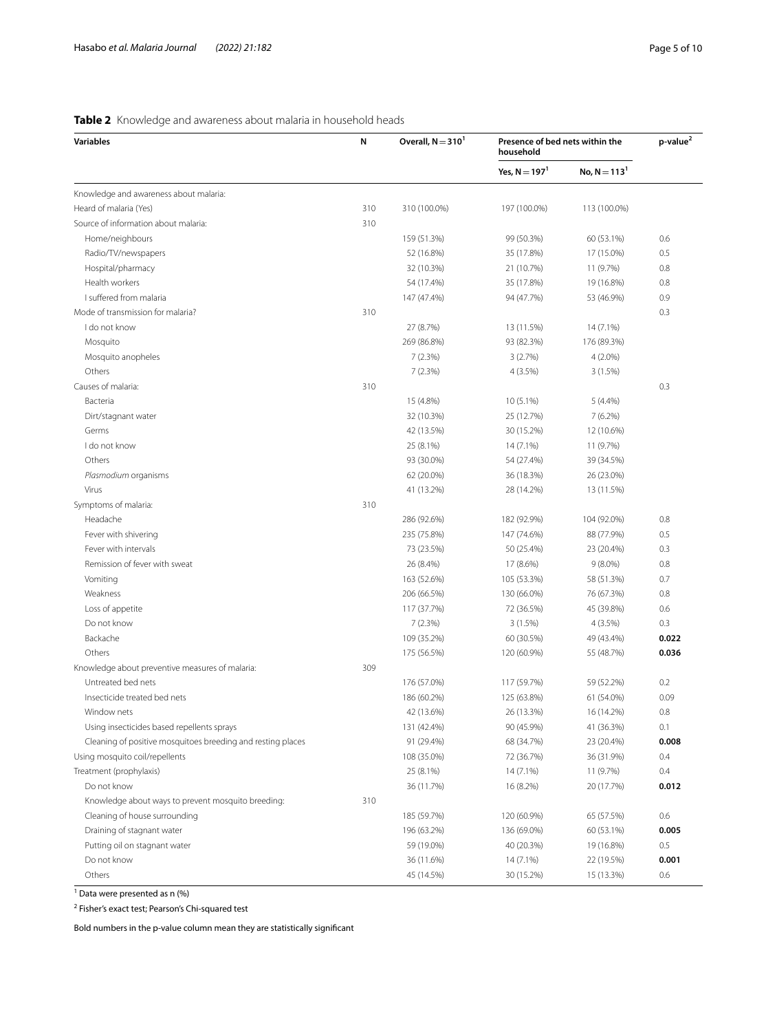**Table 2** Knowledge and awareness about malaria in household heads

| Variables | N | Overall, N = 310[1] | Presence of bed nets within the household | | p-value[2] |
|---|---|---|---|---|---|
| | | | Yes, N = 197[1] | No, N = 113[1] | |
| Knowledge and awareness about malaria: | | | | | |
| Heard of malaria (Yes) | 310 | 310 (100.0%) | 197 (100.0%) | 113 (100.0%) | |
| Source of information about malaria: | 310 | | | | |
| Home/neighbours | | 159 (51.3%) | 99 (50.3%) | 60 (53.1%) | 0.6 |
| Radio/TV/newspapers | | 52 (16.8%) | 35 (17.8%) | 17 (15.0%) | 0.5 |
| Hospital/pharmacy | | 32 (10.3%) | 21 (10.7%) | 11 (9.7%) | 0.8 |
| Health workers | | 54 (17.4%) | 35 (17.8%) | 19 (16.8%) | 0.8 |
| I suffered from malaria | | 147 (47.4%) | 94 (47.7%) | 53 (46.9%) | 0.9 |
| Mode of transmission for malaria? | 310 | | | | 0.3 |
| I do not know | | 27 (8.7%) | 13 (11.5%) | 14 (7.1%) | |
| Mosquito | | 269 (86.8%) | 93 (82.3%) | 176 (89.3%) | |
| Mosquito anopheles | | 7 (2.3%) | 3 (2.7%) | 4 (2.0%) | |
| Others | | 7 (2.3%) | 4 (3.5%) | 3 (1.5%) | |
| Causes of malaria: | 310 | | | | 0.3 |
| Bacteria | | 15 (4.8%) | 10 (5.1%) | 5 (4.4%) | |
| Dirt/stagnant water | | 32 (10.3%) | 25 (12.7%) | 7 (6.2%) | |
| Germs | | 42 (13.5%) | 30 (15.2%) | 12 (10.6%) | |
| I do not know | | 25 (8.1%) | 14 (7.1%) | 11 (9.7%) | |
| Others | | 93 (30.0%) | 54 (27.4%) | 39 (34.5%) | |
| *Plasmodium* organisms | | 62 (20.0%) | 36 (18.3%) | 26 (23.0%) | |
| Virus | | 41 (13.2%) | 28 (14.2%) | 13 (11.5%) | |
| Symptoms of malaria: | 310 | | | | |
| Headache | | 286 (92.6%) | 182 (92.9%) | 104 (92.0%) | 0.8 |
| Fever with shivering | | 235 (75.8%) | 147 (74.6%) | 88 (77.9%) | 0.5 |
| Fever with intervals | | 73 (23.5%) | 50 (25.4%) | 23 (20.4%) | 0.3 |
| Remission of fever with sweat | | 26 (8.4%) | 17 (8.6%) | 9 (8.0%) | 0.8 |
| Vomiting | | 163 (52.6%) | 105 (53.3%) | 58 (51.3%) | 0.7 |
| Weakness | | 206 (66.5%) | 130 (66.0%) | 76 (67.3%) | 0.8 |
| Loss of appetite | | 117 (37.7%) | 72 (36.5%) | 45 (39.8%) | 0.6 |
| Do not know | | 7 (2.3%) | 3 (1.5%) | 4 (3.5%) | 0.3 |
| Backache | | 109 (35.2%) | 60 (30.5%) | 49 (43.4%) | **0.022** |
| Others | | 175 (56.5%) | 120 (60.9%) | 55 (48.7%) | **0.036** |
| Knowledge about preventive measures of malaria: | 309 | | | | |
| Untreated bed nets | | 176 (57.0%) | 117 (59.7%) | 59 (52.2%) | 0.2 |
| Insecticide treated bed nets | | 186 (60.2%) | 125 (63.8%) | 61 (54.0%) | 0.09 |
| Window nets | | 42 (13.6%) | 26 (13.3%) | 16 (14.2%) | 0.8 |
| Using insecticides based repellents sprays | | 131 (42.4%) | 90 (45.9%) | 41 (36.3%) | 0.1 |
| Cleaning of positive mosquitoes breeding and resting places | | 91 (29.4%) | 68 (34.7%) | 23 (20.4%) | **0.008** |
| Using mosquito coil/repellents | | 108 (35.0%) | 72 (36.7%) | 36 (31.9%) | 0.4 |
| Treatment (prophylaxis) | | 25 (8.1%) | 14 (7.1%) | 11 (9.7%) | 0.4 |
| Do not know | | 36 (11.7%) | 16 (8.2%) | 20 (17.7%) | **0.012** |
| Knowledge about ways to prevent mosquito breeding: | 310 | | | | |
| Cleaning of house surrounding | | 185 (59.7%) | 120 (60.9%) | 65 (57.5%) | 0.6 |
| Draining of stagnant water | | 196 (63.2%) | 136 (69.0%) | 60 (53.1%) | **0.005** |
| Putting oil on stagnant water | | 59 (19.0%) | 40 (20.3%) | 19 (16.8%) | 0.5 |
| Do not know | | 36 (11.6%) | 14 (7.1%) | 22 (19.5%) | **0.001** |
| Others | | 45 (14.5%) | 30 (15.2%) | 15 (13.3%) | 0.6 |

[1] Data were presented as n (%)

[2] Fisher's exact test; Pearson's Chi-squared test

Bold numbers in the p-value column mean they are statistically significant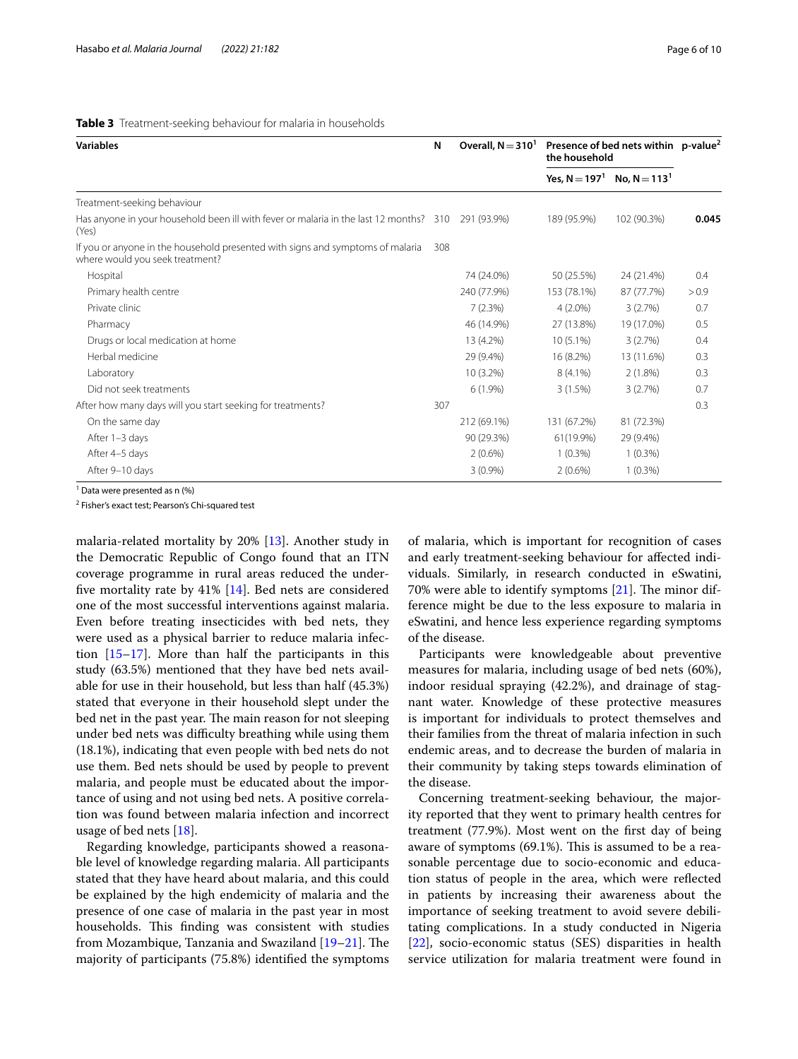**Table 3** Treatment-seeking behaviour for malaria in households

| Variables | N | Overall, N = 310[1] | Presence of bed nets within the household | | p-value[2] |
|---|---|---|---|---|---|
| | | | Yes, N = 197[1] | No, N = 113[1] | |
| Treatment-seeking behaviour | | | | | |
| Has anyone in your household been ill with fever or malaria in the last 12 months? (Yes) | 310 | 291 (93.9%) | 189 (95.9%) | 102 (90.3%) | **0.045** |
| If you or anyone in the household presented with signs and symptoms of malaria where would you seek treatment? | 308 | | | | |
| Hospital | | 74 (24.0%) | 50 (25.5%) | 24 (21.4%) | 0.4 |
| Primary health centre | | 240 (77.9%) | 153 (78.1%) | 87 (77.7%) | > 0.9 |
| Private clinic | | 7 (2.3%) | 4 (2.0%) | 3 (2.7%) | 0.7 |
| Pharmacy | | 46 (14.9%) | 27 (13.8%) | 19 (17.0%) | 0.5 |
| Drugs or local medication at home | | 13 (4.2%) | 10 (5.1%) | 3 (2.7%) | 0.4 |
| Herbal medicine | | 29 (9.4%) | 16 (8.2%) | 13 (11.6%) | 0.3 |
| Laboratory | | 10 (3.2%) | 8 (4.1%) | 2 (1.8%) | 0.3 |
| Did not seek treatments | | 6 (1.9%) | 3 (1.5%) | 3 (2.7%) | 0.7 |
| After how many days will you start seeking for treatments? | 307 | | | | 0.3 |
| On the same day | | 212 (69.1%) | 131 (67.2%) | 81 (72.3%) | |
| After 1–3 days | | 90 (29.3%) | 61(19.9%) | 29 (9.4%) | |
| After 4–5 days | | 2 (0.6%) | 1 (0.3%) | 1 (0.3%) | |
| After 9–10 days | | 3 (0.9%) | 2 (0.6%) | 1 (0.3%) | |

[1] Data were presented as n (%)

[2] Fisher's exact test; Pearson's Chi-squared test

malaria-related mortality by 20% [13]. Another study in the Democratic Republic of Congo found that an ITN coverage programme in rural areas reduced the under-five mortality rate by 41% [14]. Bed nets are considered one of the most successful interventions against malaria. Even before treating insecticides with bed nets, they were used as a physical barrier to reduce malaria infection [15–17]. More than half the participants in this study (63.5%) mentioned that they have bed nets available for use in their household, but less than half (45.3%) stated that everyone in their household slept under the bed net in the past year. The main reason for not sleeping under bed nets was difficulty breathing while using them (18.1%), indicating that even people with bed nets do not use them. Bed nets should be used by people to prevent malaria, and people must be educated about the importance of using and not using bed nets. A positive correlation was found between malaria infection and incorrect usage of bed nets [18].

Regarding knowledge, participants showed a reasonable level of knowledge regarding malaria. All participants stated that they have heard about malaria, and this could be explained by the high endemicity of malaria and the presence of one case of malaria in the past year in most households. This finding was consistent with studies from Mozambique, Tanzania and Swaziland [19–21]. The majority of participants (75.8%) identified the symptoms of malaria, which is important for recognition of cases and early treatment-seeking behaviour for affected individuals. Similarly, in research conducted in eSwatini, 70% were able to identify symptoms [21]. The minor difference might be due to the less exposure to malaria in eSwatini, and hence less experience regarding symptoms of the disease.

Participants were knowledgeable about preventive measures for malaria, including usage of bed nets (60%), indoor residual spraying (42.2%), and drainage of stagnant water. Knowledge of these protective measures is important for individuals to protect themselves and their families from the threat of malaria infection in such endemic areas, and to decrease the burden of malaria in their community by taking steps towards elimination of the disease.

Concerning treatment-seeking behaviour, the majority reported that they went to primary health centres for treatment (77.9%). Most went on the first day of being aware of symptoms (69.1%). This is assumed to be a reasonable percentage due to socio-economic and education status of people in the area, which were reflected in patients by increasing their awareness about the importance of seeking treatment to avoid severe debilitating complications. In a study conducted in Nigeria [22], socio-economic status (SES) disparities in health service utilization for malaria treatment were found in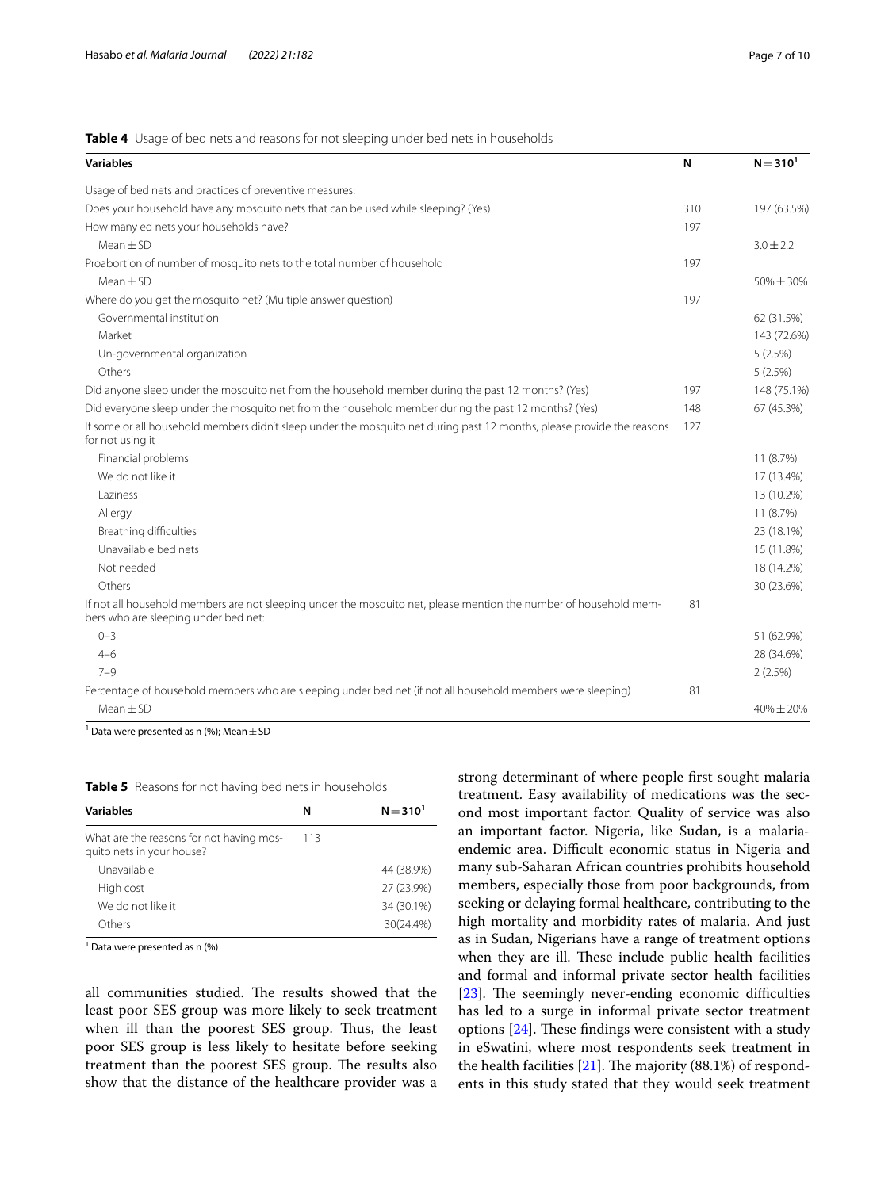**Table 4** Usage of bed nets and reasons for not sleeping under bed nets in households

| Variables | N | N = 310[1] |
|---|---|---|
| Usage of bed nets and practices of preventive measures: | | |
| Does your household have any mosquito nets that can be used while sleeping? (Yes) | 310 | 197 (63.5%) |
| How many ed nets your households have? | 197 | |
| Mean ± SD | | 3.0 ± 2.2 |
| Proabortion of number of mosquito nets to the total number of household | 197 | |
| Mean ± SD | | 50% ± 30% |
| Where do you get the mosquito net? (Multiple answer question) | 197 | |
| Governmental institution | | 62 (31.5%) |
| Market | | 143 (72.6%) |
| Un-governmental organization | | 5 (2.5%) |
| Others | | 5 (2.5%) |
| Did anyone sleep under the mosquito net from the household member during the past 12 months? (Yes) | 197 | 148 (75.1%) |
| Did everyone sleep under the mosquito net from the household member during the past 12 months? (Yes) | 148 | 67 (45.3%) |
| If some or all household members didn't sleep under the mosquito net during past 12 months, please provide the reasons for not using it | 127 | |
| Financial problems | | 11 (8.7%) |
| We do not like it | | 17 (13.4%) |
| Laziness | | 13 (10.2%) |
| Allergy | | 11 (8.7%) |
| Breathing difficulties | | 23 (18.1%) |
| Unavailable bed nets | | 15 (11.8%) |
| Not needed | | 18 (14.2%) |
| Others | | 30 (23.6%) |
| If not all household members are not sleeping under the mosquito net, please mention the number of household members who are sleeping under bed net: | 81 | |
| 0–3 | | 51 (62.9%) |
| 4–6 | | 28 (34.6%) |
| 7–9 | | 2 (2.5%) |
| Percentage of household members who are sleeping under bed net (if not all household members were sleeping) | 81 | |
| Mean ± SD | | 40% ± 20% |

[1] Data were presented as n (%); Mean ± SD

**Table 5** Reasons for not having bed nets in households

| Variables | N | N = 310[1] |
|---|---|---|
| What are the reasons for not having mosquito nets in your house? | 113 | |
| Unavailable | | 44 (38.9%) |
| High cost | | 27 (23.9%) |
| We do not like it | | 34 (30.1%) |
| Others | | 30(24.4%) |

[1] Data were presented as n (%)

all communities studied. The results showed that the least poor SES group was more likely to seek treatment when ill than the poorest SES group. Thus, the least poor SES group is less likely to hesitate before seeking treatment than the poorest SES group. The results also show that the distance of the healthcare provider was a strong determinant of where people first sought malaria treatment. Easy availability of medications was the second most important factor. Quality of service was also an important factor. Nigeria, like Sudan, is a malaria-endemic area. Difficult economic status in Nigeria and many sub-Saharan African countries prohibits household members, especially those from poor backgrounds, from seeking or delaying formal healthcare, contributing to the high mortality and morbidity rates of malaria. And just as in Sudan, Nigerians have a range of treatment options when they are ill. These include public health facilities and formal and informal private sector health facilities [23]. The seemingly never-ending economic difficulties has led to a surge in informal private sector treatment options [24]. These findings were consistent with a study in eSwatini, where most respondents seek treatment in the health facilities [21]. The majority (88.1%) of respondents in this study stated that they would seek treatment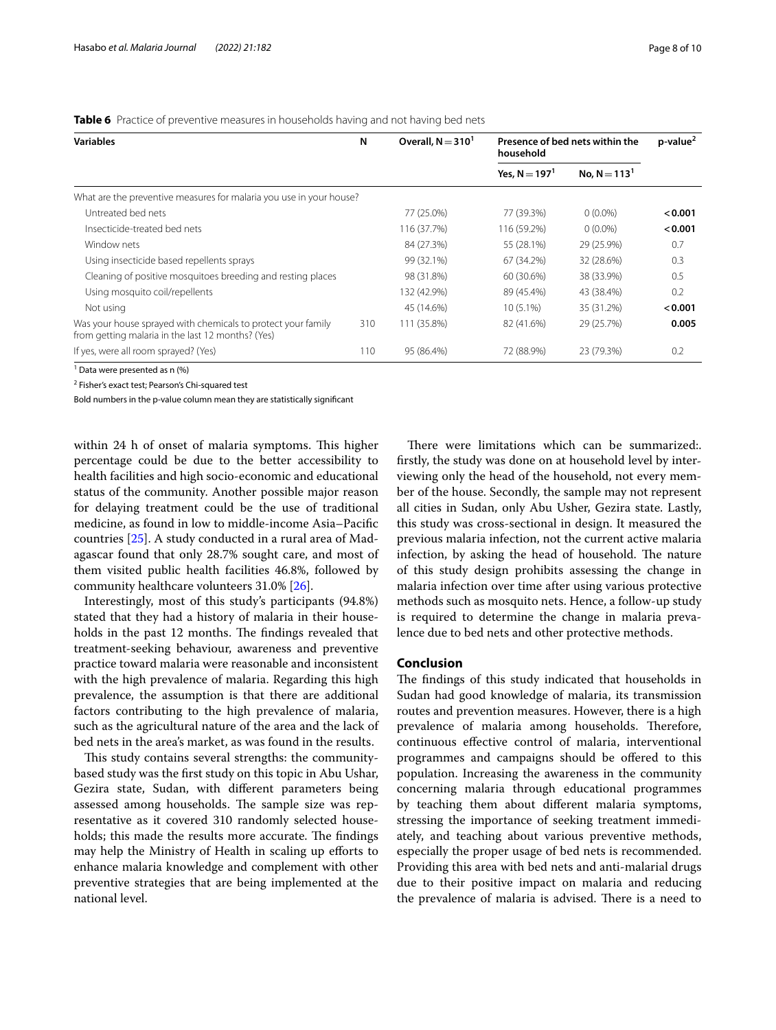**Table 6** Practice of preventive measures in households having and not having bed nets

| Variables | N | Overall, N = 310[1] | Presence of bed nets within the household | | p-value[2] |
|---|---|---|---|---|---|
| | | | Yes, N = 197[1] | No, N = 113[1] | |
| What are the preventive measures for malaria you use in your house? | | | | | |
| Untreated bed nets | | 77 (25.0%) | 77 (39.3%) | 0 (0.0%) | **< 0.001** |
| Insecticide-treated bed nets | | 116 (37.7%) | 116 (59.2%) | 0 (0.0%) | **< 0.001** |
| Window nets | | 84 (27.3%) | 55 (28.1%) | 29 (25.9%) | 0.7 |
| Using insecticide based repellents sprays | | 99 (32.1%) | 67 (34.2%) | 32 (28.6%) | 0.3 |
| Cleaning of positive mosquitoes breeding and resting places | | 98 (31.8%) | 60 (30.6%) | 38 (33.9%) | 0.5 |
| Using mosquito coil/repellents | | 132 (42.9%) | 89 (45.4%) | 43 (38.4%) | 0.2 |
| Not using | | 45 (14.6%) | 10 (5.1%) | 35 (31.2%) | **< 0.001** |
| Was your house sprayed with chemicals to protect your family from getting malaria in the last 12 months? (Yes) | 310 | 111 (35.8%) | 82 (41.6%) | 29 (25.7%) | **0.005** |
| If yes, were all room sprayed? (Yes) | 110 | 95 (86.4%) | 72 (88.9%) | 23 (79.3%) | 0.2 |

[1] Data were presented as n (%)

[2] Fisher's exact test; Pearson's Chi-squared test

Bold numbers in the p-value column mean they are statistically significant

within 24 h of onset of malaria symptoms. This higher percentage could be due to the better accessibility to health facilities and high socio-economic and educational status of the community. Another possible major reason for delaying treatment could be the use of traditional medicine, as found in low to middle-income Asia–Pacific countries [25]. A study conducted in a rural area of Madagascar found that only 28.7% sought care, and most of them visited public health facilities 46.8%, followed by community healthcare volunteers 31.0% [26].

Interestingly, most of this study's participants (94.8%) stated that they had a history of malaria in their households in the past 12 months. The findings revealed that treatment-seeking behaviour, awareness and preventive practice toward malaria were reasonable and inconsistent with the high prevalence of malaria. Regarding this high prevalence, the assumption is that there are additional factors contributing to the high prevalence of malaria, such as the agricultural nature of the area and the lack of bed nets in the area's market, as was found in the results.

This study contains several strengths: the community-based study was the first study on this topic in Abu Ushar, Gezira state, Sudan, with different parameters being assessed among households. The sample size was representative as it covered 310 randomly selected households; this made the results more accurate. The findings may help the Ministry of Health in scaling up efforts to enhance malaria knowledge and complement with other preventive strategies that are being implemented at the national level.

There were limitations which can be summarized:. firstly, the study was done on at household level by interviewing only the head of the household, not every member of the house. Secondly, the sample may not represent all cities in Sudan, only Abu Usher, Gezira state. Lastly, this study was cross-sectional in design. It measured the previous malaria infection, not the current active malaria infection, by asking the head of household. The nature of this study design prohibits assessing the change in malaria infection over time after using various protective methods such as mosquito nets. Hence, a follow-up study is required to determine the change in malaria prevalence due to bed nets and other protective methods.

## Conclusion

The findings of this study indicated that households in Sudan had good knowledge of malaria, its transmission routes and prevention measures. However, there is a high prevalence of malaria among households. Therefore, continuous effective control of malaria, interventional programmes and campaigns should be offered to this population. Increasing the awareness in the community concerning malaria through educational programmes by teaching them about different malaria symptoms, stressing the importance of seeking treatment immediately, and teaching about various preventive methods, especially the proper usage of bed nets is recommended. Providing this area with bed nets and anti-malarial drugs due to their positive impact on malaria and reducing the prevalence of malaria is advised. There is a need to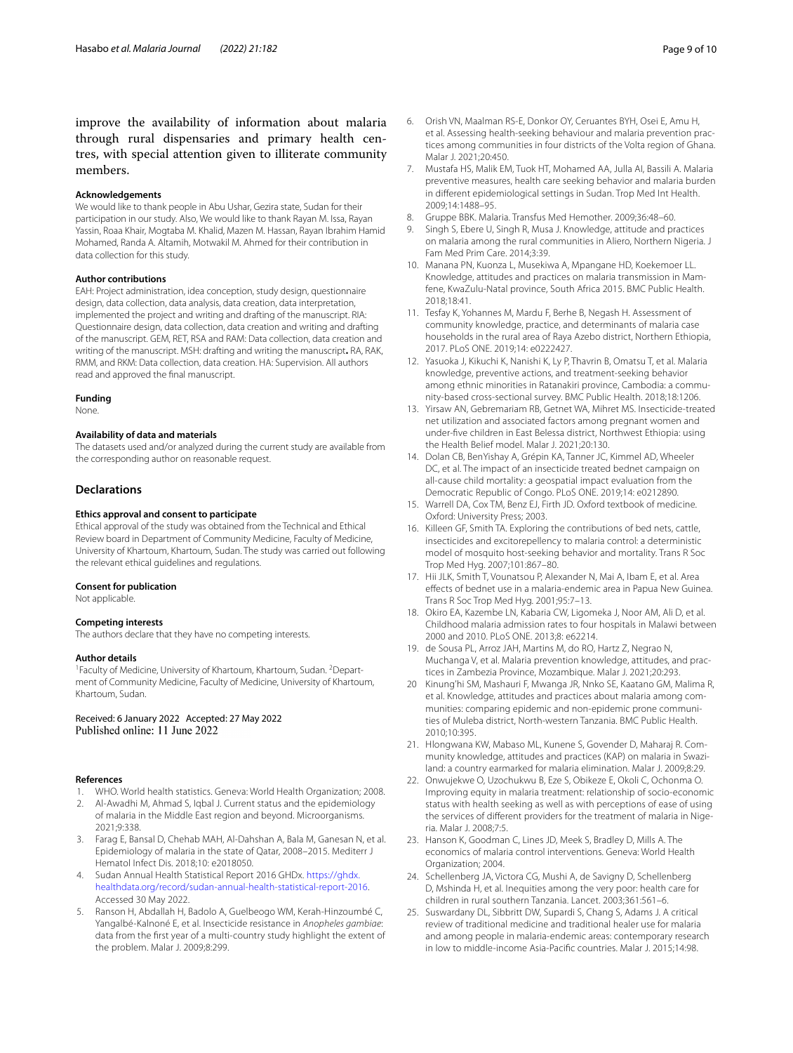improve the availability of information about malaria through rural dispensaries and primary health centres, with special attention given to illiterate community members.

#### Acknowledgements
We would like to thank people in Abu Ushar, Gezira state, Sudan for their participation in our study. Also, We would like to thank Rayan M. Issa, Rayan Yassin, Roaa Khair, Mogtaba M. Khalid, Mazen M. Hassan, Rayan Ibrahim Hamid Mohamed, Randa A. Altamih, Motwakil M. Ahmed for their contribution in data collection for this study.

#### Author contributions
EAH: Project administration, idea conception, study design, questionnaire design, data collection, data analysis, data creation, data interpretation, implemented the project and writing and drafting of the manuscript. RIA: Questionnaire design, data collection, data creation and writing and drafting of the manuscript. GEM, RET, RSA and RAM: Data collection, data creation and writing of the manuscript. MSH: drafting and writing the manuscript. RA, RAK, RMM, and RKM: Data collection, data creation. HA: Supervision. All authors read and approved the final manuscript.

#### Funding
None.

#### Availability of data and materials
The datasets used and/or analyzed during the current study are available from the corresponding author on reasonable request.

## Declarations

#### Ethics approval and consent to participate
Ethical approval of the study was obtained from the Technical and Ethical Review board in Department of Community Medicine, Faculty of Medicine, University of Khartoum, Khartoum, Sudan. The study was carried out following the relevant ethical guidelines and regulations.

#### Consent for publication
Not applicable.

#### Competing interests
The authors declare that they have no competing interests.

#### Author details
[1]Faculty of Medicine, University of Khartoum, Khartoum, Sudan. [2]Department of Community Medicine, Faculty of Medicine, University of Khartoum, Khartoum, Sudan.

Received: 6 January 2022 Accepted: 27 May 2022
Published online: 11 June 2022

#### References
1. WHO. World health statistics. Geneva: World Health Organization; 2008.
2. Al-Awadhi M, Ahmad S, Iqbal J. Current status and the epidemiology of malaria in the Middle East region and beyond. Microorganisms. 2021;9:338.
3. Farag E, Bansal D, Chehab MAH, Al-Dahshan A, Bala M, Ganesan N, et al. Epidemiology of malaria in the state of Qatar, 2008–2015. Mediterr J Hematol Infect Dis. 2018;10: e2018050.
4. Sudan Annual Health Statistical Report 2016 GHDx. https://ghdx.healthdata.org/record/sudan-annual-health-statistical-report-2016. Accessed 30 May 2022.
5. Ranson H, Abdallah H, Badolo A, Guelbeogo WM, Kerah-Hinzoumbé C, Yangalbé-Kalnoné E, et al. Insecticide resistance in *Anopheles gambiae*: data from the first year of a multi-country study highlight the extent of the problem. Malar J. 2009;8:299.
6. Orish VN, Maalman RS-E, Donkor OY, Ceruantes BYH, Osei E, Amu H, et al. Assessing health-seeking behaviour and malaria prevention practices among communities in four districts of the Volta region of Ghana. Malar J. 2021;20:450.
7. Mustafa HS, Malik EM, Tuok HT, Mohamed AA, Julla AI, Bassili A. Malaria preventive measures, health care seeking behavior and malaria burden in different epidemiological settings in Sudan. Trop Med Int Health. 2009;14:1488–95.
8. Gruppe BBK. Malaria. Transfus Med Hemother. 2009;36:48–60.
9. Singh S, Ebere U, Singh R, Musa J. Knowledge, attitude and practices on malaria among the rural communities in Aliero, Northern Nigeria. J Fam Med Prim Care. 2014;3:39.
10. Manana PN, Kuonza L, Musekiwa A, Mpangane HD, Koekemoer LL. Knowledge, attitudes and practices on malaria transmission in Mamfene, KwaZulu-Natal province, South Africa 2015. BMC Public Health. 2018;18:41.
11. Tesfay K, Yohannes M, Mardu F, Berhe B, Negash H. Assessment of community knowledge, practice, and determinants of malaria case households in the rural area of Raya Azebo district, Northern Ethiopia, 2017. PLoS ONE. 2019;14: e0222427.
12. Yasuoka J, Kikuchi K, Nanishi K, Ly P, Thavrin B, Omatsu T, et al. Malaria knowledge, preventive actions, and treatment-seeking behavior among ethnic minorities in Ratanakiri province, Cambodia: a community-based cross-sectional survey. BMC Public Health. 2018;18:1206.
13. Yirsaw AN, Gebremariam RB, Getnet WA, Mihret MS. Insecticide-treated net utilization and associated factors among pregnant women and under-five children in East Belessa district, Northwest Ethiopia: using the Health Belief model. Malar J. 2021;20:130.
14. Dolan CB, BenYishay A, Grépin KA, Tanner JC, Kimmel AD, Wheeler DC, et al. The impact of an insecticide treated bednet campaign on all-cause child mortality: a geospatial impact evaluation from the Democratic Republic of Congo. PLoS ONE. 2019;14: e0212890.
15. Warrell DA, Cox TM, Benz EJ, Firth JD. Oxford textbook of medicine. Oxford: University Press; 2003.
16. Killeen GF, Smith TA. Exploring the contributions of bed nets, cattle, insecticides and excitorepellency to malaria control: a deterministic model of mosquito host-seeking behavior and mortality. Trans R Soc Trop Med Hyg. 2007;101:867–80.
17. Hii JLK, Smith T, Vounatsou P, Alexander N, Mai A, Ibam E, et al. Area effects of bednet use in a malaria-endemic area in Papua New Guinea. Trans R Soc Trop Med Hyg. 2001;95:7–13.
18. Okiro EA, Kazembe LN, Kabaria CW, Ligomeka J, Noor AM, Ali D, et al. Childhood malaria admission rates to four hospitals in Malawi between 2000 and 2010. PLoS ONE. 2013;8: e62214.
19. de Sousa PL, Arroz JAH, Martins M, do RO, Hartz Z, Negrao N, Muchanga V, et al. Malaria prevention knowledge, attitudes, and practices in Zambezia Province, Mozambique. Malar J. 2021;20:293.
20. Kinung'hi SM, Mashauri F, Mwanga JR, Nnko SE, Kaatano GM, Malima R, et al. Knowledge, attitudes and practices about malaria among communities: comparing epidemic and non-epidemic prone communities of Muleba district, North-western Tanzania. BMC Public Health. 2010;10:395.
21. Hlongwana KW, Mabaso ML, Kunene S, Govender D, Maharaj R. Community knowledge, attitudes and practices (KAP) on malaria in Swaziland: a country earmarked for malaria elimination. Malar J. 2009;8:29.
22. Onwujekwe O, Uzochukwu B, Eze S, Obikeze E, Okoli C, Ochonma O. Improving equity in malaria treatment: relationship of socio-economic status with health seeking as well as with perceptions of ease of using the services of different providers for the treatment of malaria in Nigeria. Malar J. 2008;7:5.
23. Hanson K, Goodman C, Lines JD, Meek S, Bradley D, Mills A. The economics of malaria control interventions. Geneva: World Health Organization; 2004.
24. Schellenberg JA, Victora CG, Mushi A, de Savigny D, Schellenberg D, Mshinda H, et al. Inequities among the very poor: health care for children in rural southern Tanzania. Lancet. 2003;361:561–6.
25. Suswardany DL, Sibbritt DW, Supardi S, Chang S, Adams J. A critical review of traditional medicine and traditional healer use for malaria and among people in malaria-endemic areas: contemporary research in low to middle-income Asia-Pacific countries. Malar J. 2015;14:98.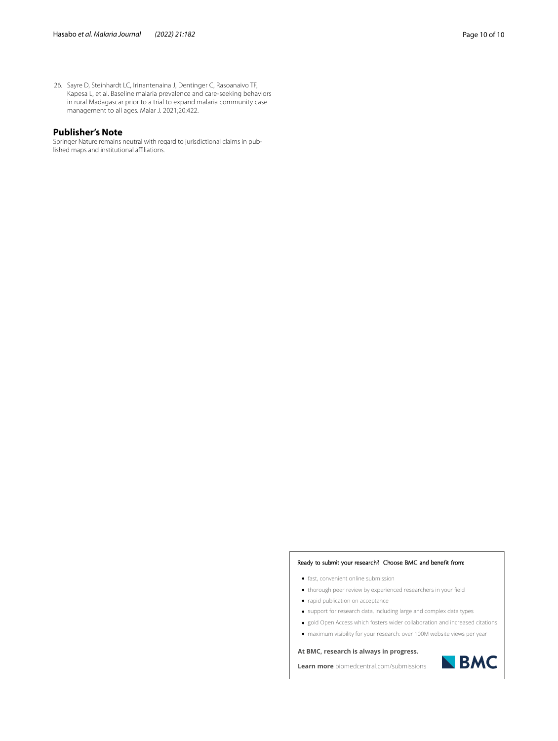26. Sayre D, Steinhardt LC, Irinantenaina J, Dentinger C, Rasoanaivo TF, Kapesa L, et al. Baseline malaria prevalence and care-seeking behaviors in rural Madagascar prior to a trial to expand malaria community case management to all ages. Malar J. 2021;20:422.

## Publisher's Note

Springer Nature remains neutral with regard to jurisdictional claims in published maps and institutional affiliations.

Ready to submit your research? Choose BMC and benefit from:

- fast, convenient online submission
- thorough peer review by experienced researchers in your field
- rapid publication on acceptance
- support for research data, including large and complex data types
- gold Open Access which fosters wider collaboration and increased citations
- maximum visibility for your research: over 100M website views per year

**At BMC, research is always in progress.**

**Learn more** biomedcentral.com/submissions

BMC